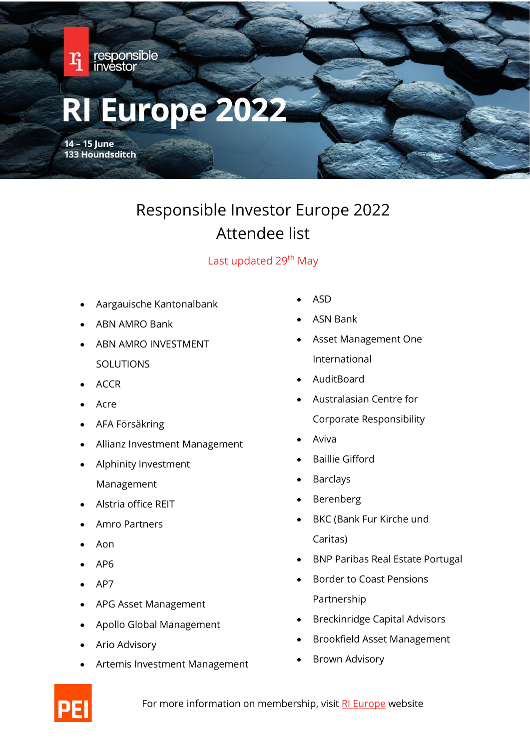# RI Europe 2022

14 – 15 June
133 Houndsditch

## Responsible Investor Europe 2022
## Attendee list

Last updated 29th May

- Aargauische Kantonalbank
- ABN AMRO Bank
- ABN AMRO INVESTMENT SOLUTIONS
- ACCR
- Acre
- AFA Försäkring
- Allianz Investment Management
- Alphinity Investment Management
- Alstria office REIT
- Amro Partners
- Aon
- AP6
- AP7
- APG Asset Management
- Apollo Global Management
- Ario Advisory
- Artemis Investment Management
- ASD
- ASN Bank
- Asset Management One International
- AuditBoard
- Australasian Centre for Corporate Responsibility
- Aviva
- Baillie Gifford
- Barclays
- Berenberg
- BKC (Bank Fur Kirche und Caritas)
- BNP Paribas Real Estate Portugal
- Border to Coast Pensions Partnership
- Breckinridge Capital Advisors
- Brookfield Asset Management
- Brown Advisory

For more information on membership, visit RI Europe website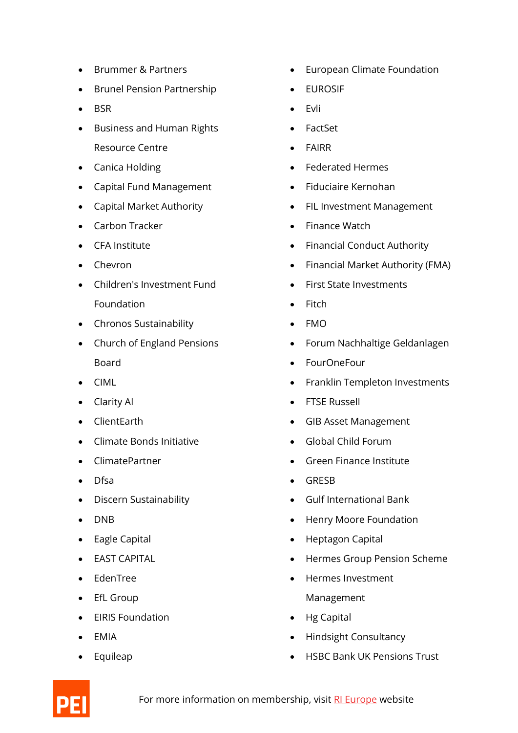- Brummer & Partners
- Brunel Pension Partnership
- BSR
- Business and Human Rights Resource Centre
- Canica Holding
- Capital Fund Management
- Capital Market Authority
- Carbon Tracker
- CFA Institute
- Chevron
- Children's Investment Fund Foundation
- Chronos Sustainability
- Church of England Pensions Board
- CIML
- Clarity AI
- ClientEarth
- Climate Bonds Initiative
- ClimatePartner
- Dfsa
- Discern Sustainability
- DNB
- Eagle Capital
- EAST CAPITAL
- EdenTree
- EfL Group
- EIRIS Foundation
- EMIA
- Equileap
- European Climate Foundation
- EUROSIF
- Evli
- FactSet
- FAIRR
- Federated Hermes
- Fiduciaire Kernohan
- FIL Investment Management
- Finance Watch
- Financial Conduct Authority
- Financial Market Authority (FMA)
- First State Investments
- Fitch
- FMO
- Forum Nachhaltige Geldanlagen
- FourOneFour
- Franklin Templeton Investments
- FTSE Russell
- GIB Asset Management
- Global Child Forum
- Green Finance Institute
- GRESB
- Gulf International Bank
- Henry Moore Foundation
- Heptagon Capital
- Hermes Group Pension Scheme
- Hermes Investment Management
- Hg Capital
- Hindsight Consultancy
- HSBC Bank UK Pensions Trust

For more information on membership, visit [RI Europe](RI Europe) website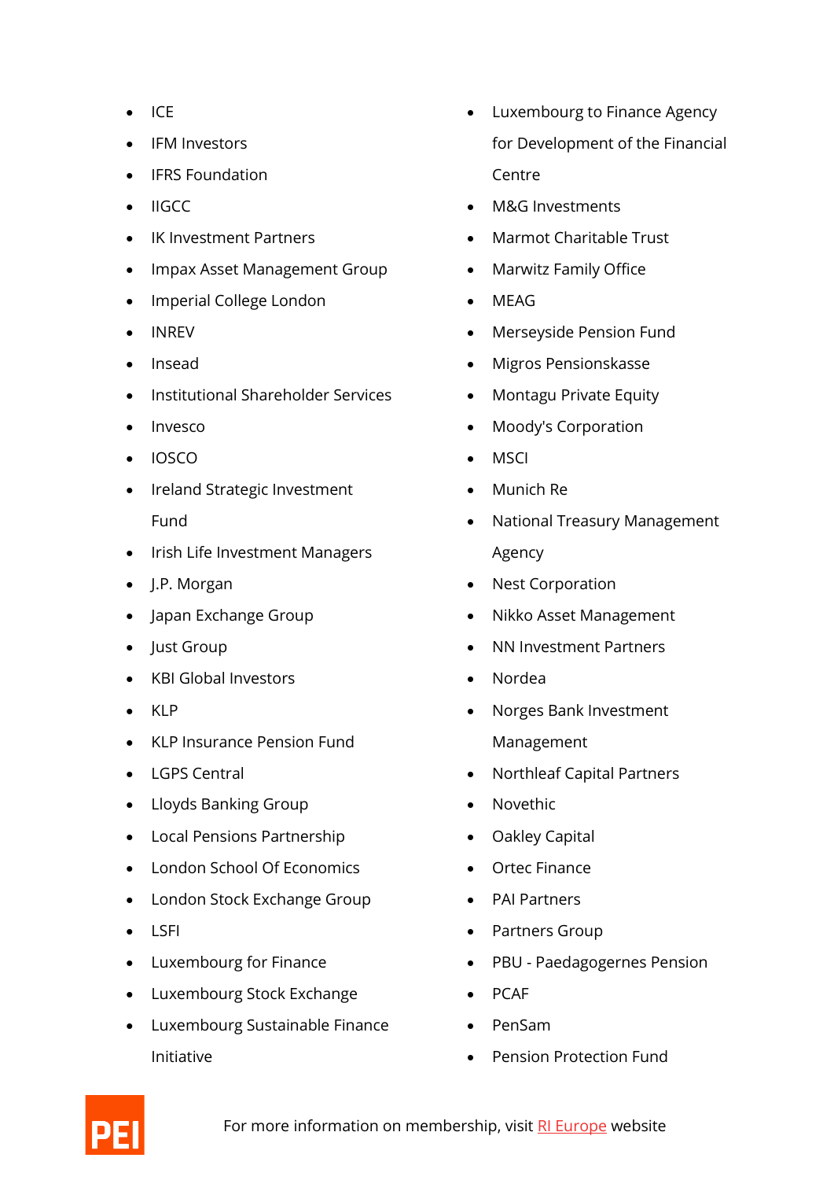- ICE
- IFM Investors
- IFRS Foundation
- IIGCC
- IK Investment Partners
- Impax Asset Management Group
- Imperial College London
- INREV
- Insead
- Institutional Shareholder Services
- Invesco
- IOSCO
- Ireland Strategic Investment Fund
- Irish Life Investment Managers
- J.P. Morgan
- Japan Exchange Group
- Just Group
- KBI Global Investors
- KLP
- KLP Insurance Pension Fund
- LGPS Central
- Lloyds Banking Group
- Local Pensions Partnership
- London School Of Economics
- London Stock Exchange Group
- LSFI
- Luxembourg for Finance
- Luxembourg Stock Exchange
- Luxembourg Sustainable Finance Initiative
- Luxembourg to Finance Agency for Development of the Financial Centre
- M&G Investments
- Marmot Charitable Trust
- Marwitz Family Office
- MEAG
- Merseyside Pension Fund
- Migros Pensionskasse
- Montagu Private Equity
- Moody's Corporation
- MSCI
- Munich Re
- National Treasury Management Agency
- Nest Corporation
- Nikko Asset Management
- NN Investment Partners
- Nordea
- Norges Bank Investment Management
- Northleaf Capital Partners
- Novethic
- Oakley Capital
- Ortec Finance
- PAI Partners
- Partners Group
- PBU - Paedagogernes Pension
- PCAF
- PenSam
- Pension Protection Fund

For more information on membership, visit [RI Europe](RI Europe) website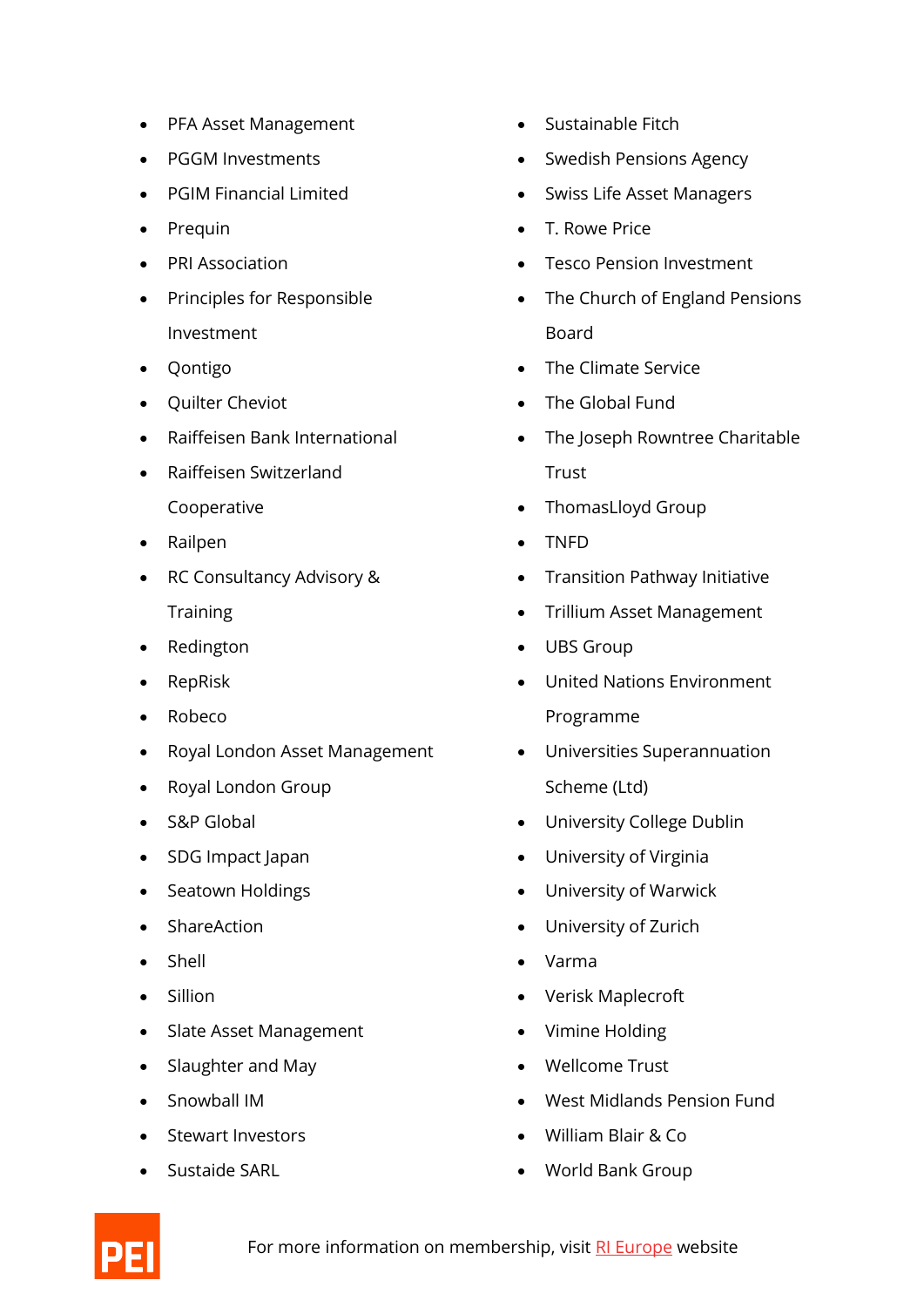- PFA Asset Management
- PGGM Investments
- PGIM Financial Limited
- Prequin
- PRI Association
- Principles for Responsible Investment
- Qontigo
- Quilter Cheviot
- Raiffeisen Bank International
- Raiffeisen Switzerland Cooperative
- Railpen
- RC Consultancy Advisory & Training
- Redington
- RepRisk
- Robeco
- Royal London Asset Management
- Royal London Group
- S&P Global
- SDG Impact Japan
- Seatown Holdings
- ShareAction
- Shell
- Sillion
- Slate Asset Management
- Slaughter and May
- Snowball IM
- Stewart Investors
- Sustaide SARL
- Sustainable Fitch
- Swedish Pensions Agency
- Swiss Life Asset Managers
- T. Rowe Price
- Tesco Pension Investment
- The Church of England Pensions Board
- The Climate Service
- The Global Fund
- The Joseph Rowntree Charitable Trust
- ThomasLloyd Group
- TNFD
- Transition Pathway Initiative
- Trillium Asset Management
- UBS Group
- United Nations Environment Programme
- Universities Superannuation Scheme (Ltd)
- University College Dublin
- University of Virginia
- University of Warwick
- University of Zurich
- Varma
- Verisk Maplecroft
- Vimine Holding
- Wellcome Trust
- West Midlands Pension Fund
- William Blair & Co
- World Bank Group

For more information on membership, visit RI Europe website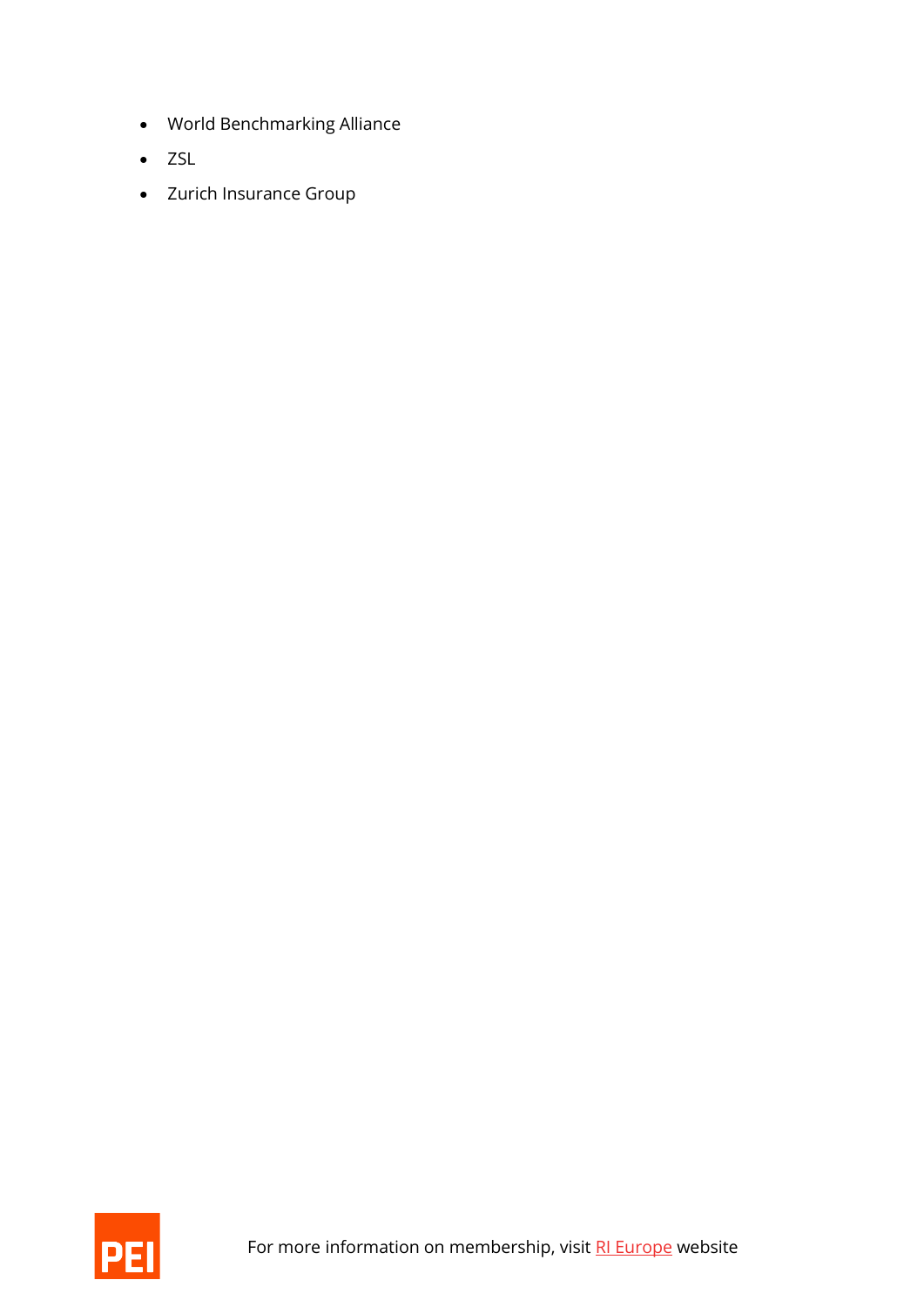- World Benchmarking Alliance
- ZSL
- Zurich Insurance Group

For more information on membership, visit RI Europe website